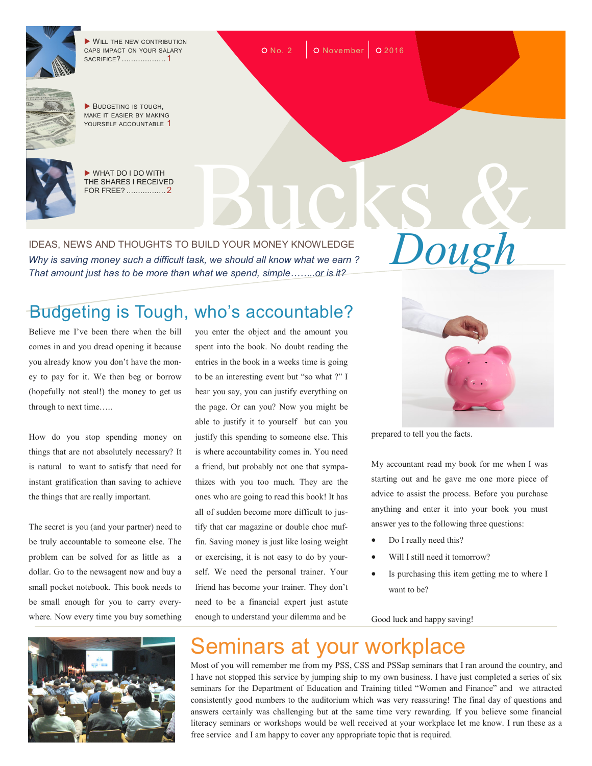- ▶ WILL THE NEW CONTRIBUTION CAPS IMPACT ON YOUR SALARY SACRIFICE? .................. 1
- ▶ BUDGETING IS TOUGH, MAKE IT EASIER BY MAKING YOURSELF ACCOUNTABLE 1
- ▶ WHAT DO I DO WITH THE SHARES I RECEIVED FOR FREE? ................ 2

No. 2 | November | 2016

# Bucks & *Dough*

IDEAS, NEWS AND THOUGHTS TO BUILD YOUR MONEY KNOWLEDGE

*Why is saving money such a difficult task, we should all know what we earn ? That amount just has to be more than what we spend, simple……..or is it?*

## Budgeting is Tough, who's accountable?

Believe me I've been there when the bill comes in and you dread opening it because you already know you don't have the money to pay for it. We then beg or borrow (hopefully not steal!) the money to get us through to next time…..

How do you stop spending money on things that are not absolutely necessary? It is natural to want to satisfy that need for instant gratification than saving to achieve the things that are really important.

The secret is you (and your partner) need to be truly accountable to someone else. The problem can be solved for as little as a dollar. Go to the newsagent now and buy a small pocket notebook. This book needs to be small enough for you to carry everywhere. Now every time you buy something you enter the object and the amount you spent into the book. No doubt reading the entries in the book in a weeks time is going to be an interesting event but "so what ?" I hear you say, you can justify everything on the page. Or can you? Now you might be able to justify it to yourself but can you justify this spending to someone else. This is where accountability comes in. You need a friend, but probably not one that sympathizes with you too much. They are the ones who are going to read this book! It has all of sudden become more difficult to justify that car magazine or double choc muffin. Saving money is just like losing weight or exercising, it is not easy to do by yourself. We need the personal trainer. Your friend has become your trainer. They don't need to be a financial expert just astute enough to understand your dilemma and be prepared to tell you the facts.

My accountant read my book for me when I was starting out and he gave me one more piece of advice to assist the process. Before you purchase anything and enter it into your book you must answer yes to the following three questions:

- Do I really need this?
- Will I still need it tomorrow?
- Is purchasing this item getting me to where I want to be?

Good luck and happy saving!

## Seminars at your workplace

Most of you will remember me from my PSS, CSS and PSSap seminars that I ran around the country, and I have not stopped this service by jumping ship to my own business. I have just completed a series of six seminars for the Department of Education and Training titled "Women and Finance" and we attracted consistently good numbers to the auditorium which was very reassuring! The final day of questions and answers certainly was challenging but at the same time very rewarding. If you believe some financial literacy seminars or workshops would be well received at your workplace let me know. I run these as a free service and I am happy to cover any appropriate topic that is required.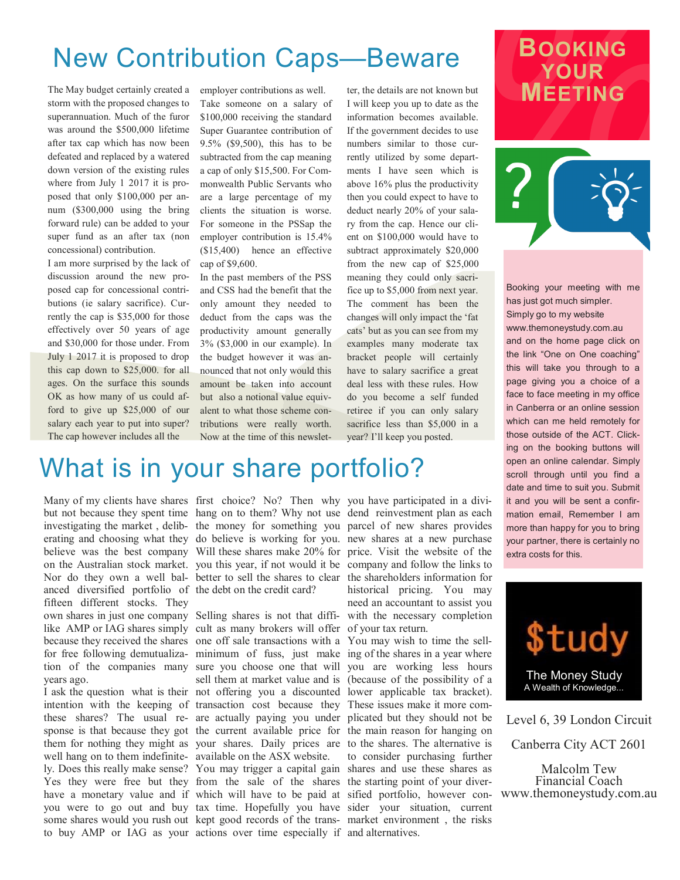# New Contribution Caps—Beware

The May budget certainly created a storm with the proposed changes to superannuation. Much of the furor was around the $500,000 lifetime after tax cap which has now been defeated and replaced by a watered down version of the existing rules where from July 1 2017 it is proposed that only $100,000 per annum ($300,000 using the bring forward rule) can be added to your super fund as an after tax (non concessional) contribution.

I am more surprised by the lack of discussion around the new proposed cap for concessional contributions (ie salary sacrifice). Currently the cap is $35,000 for those effectively over 50 years of age and $30,000 for those under. From July 1 2017 it is proposed to drop this cap down to $25,000. for all ages. On the surface this sounds OK as how many of us could afford to give up $25,000 of our salary each year to put into super? The cap however includes all the employer contributions as well. Take someone on a salary of $100,000 receiving the standard Super Guarantee contribution of 9.5% ($9,500), this has to be subtracted from the cap meaning a cap of only $15,500. For Commonwealth Public Servants who are a large percentage of my clients the situation is worse. For someone in the PSSap the employer contribution is 15.4% ($15,400) hence an effective cap of $9,600.

In the past members of the PSS and CSS had the benefit that the only amount they needed to deduct from the caps was the productivity amount generally 3% ($3,000 in our example). In the budget however it was announced that not only would this amount be taken into account but also a notional value equivalent to what those scheme contributions were really worth. Now at the time of this newsletter, the details are not known but I will keep you up to date as the information becomes available. If the government decides to use numbers similar to those currently utilized by some departments I have seen which is above 16% plus the productivity then you could expect to have to deduct nearly 20% of your salary from the cap. Hence our client on $100,000 would have to subtract approximately $20,000 from the new cap of $25,000 meaning they could only sacrifice up to $5,000 from next year. The comment has been the changes will only impact the 'fat cats' but as you can see from my examples many moderate tax bracket people will certainly have to salary sacrifice a great deal less with these rules. How do you become a self funded retiree if you can only salary sacrifice less than $5,000 in a year? I'll keep you posted.

# What is in your share portfolio?

Many of my clients have shares but not because they spent time investigating the market , deliberating and choosing what they believe was the best company on the Australian stock market. Nor do they own a well balanced diversified portfolio of fifteen different stocks. They own shares in just one company like AMP or IAG shares simply because they received the shares for free following demutualization of the companies many years ago.

I ask the question what is their intention with the keeping of these shares? The usual response is that because they got them for nothing they might as well hang on to them indefinitely. Does this really make sense? Yes they were free but they have a monetary value and if you were to go out and buy some shares would you rush out to buy AMP or IAG as your first choice? No? Then why hang on to them? Why not use the money for something you do believe is working for you. Will these shares make 20% for you this year, if not would it be better to sell the shares to clear the debt on the credit card?

Selling shares is not that difficult as many brokers will offer one off sale transactions with a minimum of fuss, just make sure you choose one that will sell them at market value and is not offering you a discounted transaction cost because they are actually paying you under the current available price for your shares. Daily prices are available on the ASX website.

You may trigger a capital gain from the sale of the shares which will have to be paid at tax time. Hopefully you have kept good records of the transactions over time especially if you have participated in a dividend reinvestment plan as each parcel of new shares provides new shares at a new purchase price. Visit the website of the company and follow the links to the shareholders information for historical pricing. You may need an accountant to assist you with the necessary completion of your tax return.

You may wish to time the selling of the shares in a year where you are working less hours (because of the possibility of a lower applicable tax bracket). These issues make it more complicated but they should not be the main reason for hanging on to the shares. The alternative is to consider purchasing further shares and use these shares as the starting point of your diversified portfolio, however consider your situation, current market environment , the risks and alternatives.

## Booking your Meeting

Booking your meeting with me has just got much simpler. Simply go to my website www.themoneystudy.com.au and on the home page click on the link "One on One coaching" this will take you through to a page giving you a choice of a face to face meeting in my office in Canberra or an online session which can me held remotely for those outside of the ACT. Clicking on the booking buttons will open an online calendar. Simply scroll through until you find a date and time to suit you. Submit it and you will be sent a confirmation email, Remember I am more than happy for you to bring your partner, there is certainly no extra costs for this.

$tudy

The Money Study
A Wealth of Knowledge...

Level 6, 39 London Circuit

Canberra City ACT 2601

Malcolm Tew
Financial Coach
www.themoneystudy.com.au